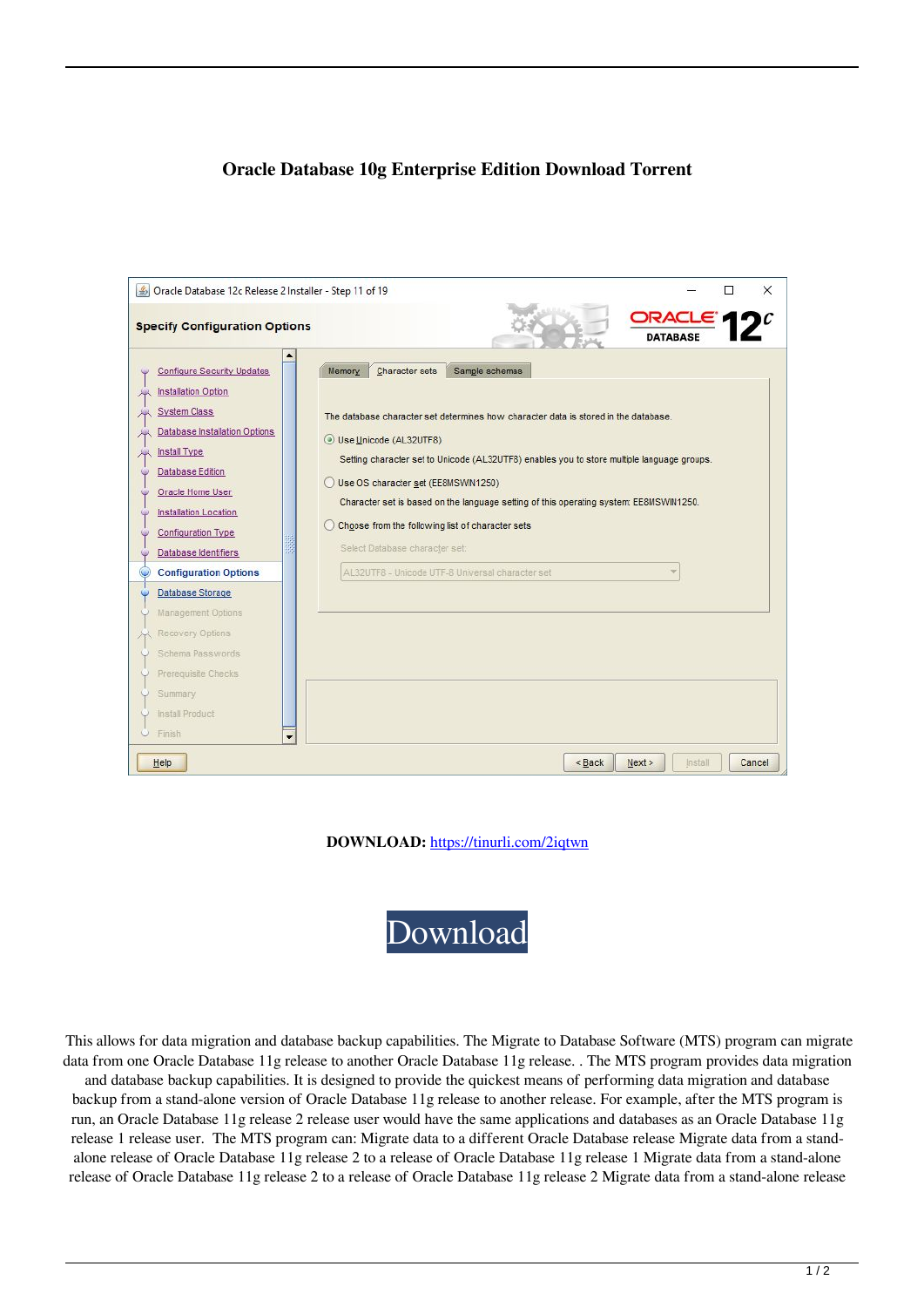# Oracle Database 10g Enterprise Edition Download Torrent

**DOWNLOAD:** https://tinurli.com/2iqtwn

Download

This allows for data migration and database backup capabilities. The Migrate to Database Software (MTS) program can migrate data from one Oracle Database 11g release to another Oracle Database 11g release. . The MTS program provides data migration and database backup capabilities. It is designed to provide the quickest means of performing data migration and database backup from a stand-alone version of Oracle Database 11g release to another release. For example, after the MTS program is run, an Oracle Database 11g release 2 release user would have the same applications and databases as an Oracle Database 11g release 1 release user. The MTS program can: Migrate data to a different Oracle Database release Migrate data from a stand-alone release of Oracle Database 11g release 2 to a release of Oracle Database 11g release 1 Migrate data from a stand-alone release of Oracle Database 11g release 2 to a release of Oracle Database 11g release 2 Migrate data from a stand-alone release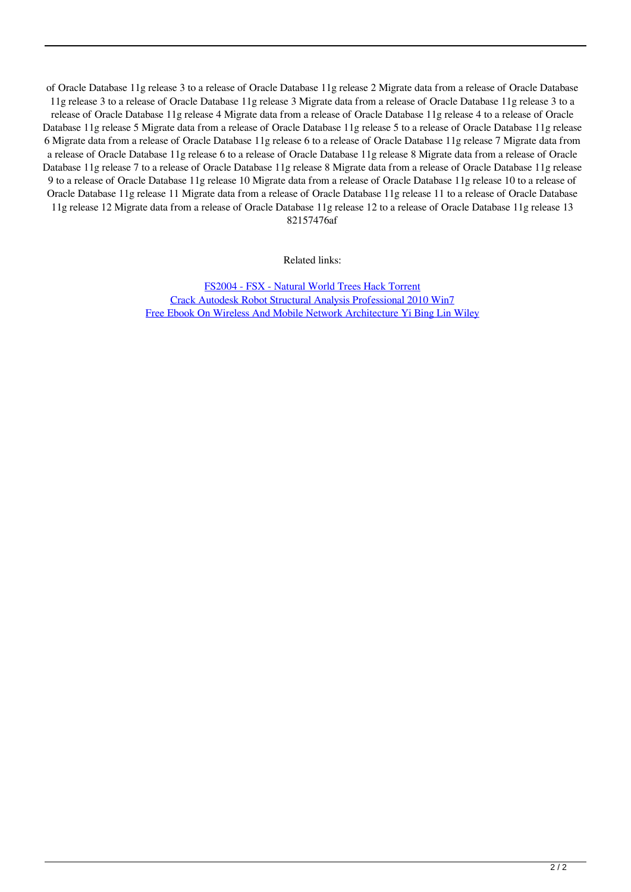of Oracle Database 11g release 3 to a release of Oracle Database 11g release 2 Migrate data from a release of Oracle Database 11g release 3 to a release of Oracle Database 11g release 3 Migrate data from a release of Oracle Database 11g release 3 to a release of Oracle Database 11g release 4 Migrate data from a release of Oracle Database 11g release 4 to a release of Oracle Database 11g release 5 Migrate data from a release of Oracle Database 11g release 5 to a release of Oracle Database 11g release 6 Migrate data from a release of Oracle Database 11g release 6 to a release of Oracle Database 11g release 7 Migrate data from a release of Oracle Database 11g release 6 to a release of Oracle Database 11g release 8 Migrate data from a release of Oracle Database 11g release 7 to a release of Oracle Database 11g release 8 Migrate data from a release of Oracle Database 11g release 9 to a release of Oracle Database 11g release 10 Migrate data from a release of Oracle Database 11g release 10 to a release of Oracle Database 11g release 11 Migrate data from a release of Oracle Database 11g release 11 to a release of Oracle Database 11g release 12 Migrate data from a release of Oracle Database 11g release 12 to a release of Oracle Database 11g release 13 82157476af

Related links:

FS2004 - FSX - Natural World Trees Hack Torrent
Crack Autodesk Robot Structural Analysis Professional 2010 Win7
Free Ebook On Wireless And Mobile Network Architecture Yi Bing Lin Wiley